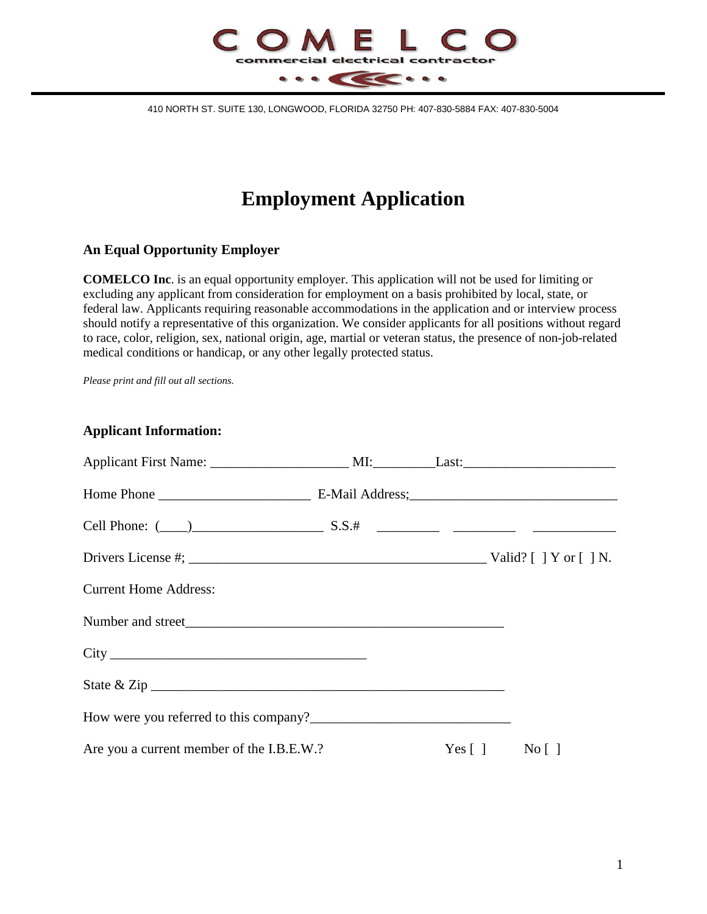# COMELCO

commercial electrical contractor

410 NORTH ST. SUITE 130, LONGWOOD, FLORIDA 32750 PH: 407-830-5884 FAX: 407-830-5004

# Employment Application

### An Equal Opportunity Employer

**COMELCO Inc**. is an equal opportunity employer. This application will not be used for limiting or excluding any applicant from consideration for employment on a basis prohibited by local, state, or federal law. Applicants requiring reasonable accommodations in the application and or interview process should notify a representative of this organization. We consider applicants for all positions without regard to race, color, religion, sex, national origin, age, martial or veteran status, the presence of non-job-related medical conditions or handicap, or any other legally protected status.

*Please print and fill out all sections.*

### Applicant Information:

Applicant First Name: ____________________ MI:_________Last:______________________

Home Phone ______________________ E-Mail Address;______________________________

Cell Phone: (____)___________________ S.S.# _________ _________ ____________

Drivers License #; ____________________________________________ Valid? [ ] Y or [ ] N.

Current Home Address:

Number and street_______________________________________________

City _____________________________________

State & Zip _____________________________________________________

How were you referred to this company?_____________________________

Are you a current member of the I.B.E.W.? Yes [ ] No [ ]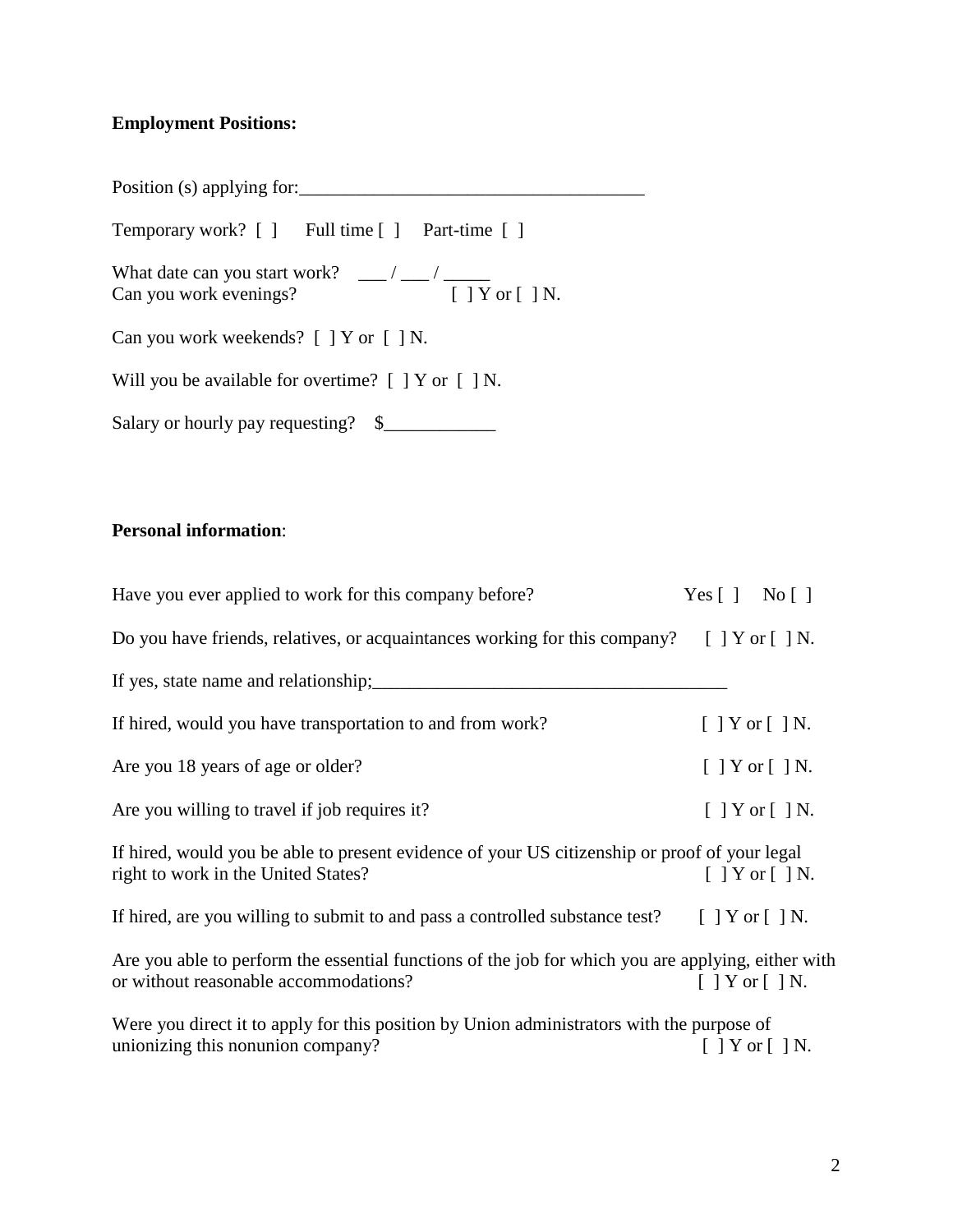**Employment Positions:**

Position (s) applying for:_____________________________________

Temporary work? [ ]     Full time [ ]     Part-time [ ]

What date can you start work?     ___ / ___ / _____
Can you work evenings?     [ ] Y or [ ] N.

Can you work weekends? [ ] Y or [ ] N.

Will you be available for overtime? [ ] Y or [ ] N.

Salary or hourly pay requesting?     $____________

**Personal information**:

Have you ever applied to work for this company before?     Yes [ ]     No [ ]

Do you have friends, relatives, or acquaintances working for this company?     [ ] Y or [ ] N.

If yes, state name and relationship;_____________________________________

If hired, would you have transportation to and from work?     [ ] Y or [ ] N.

Are you 18 years of age or older?     [ ] Y or [ ] N.

Are you willing to travel if job requires it?     [ ] Y or [ ] N.

If hired, would you be able to present evidence of your US citizenship or proof of your legal right to work in the United States?     [ ] Y or [ ] N.

If hired, are you willing to submit to and pass a controlled substance test?     [ ] Y or [ ] N.

Are you able to perform the essential functions of the job for which you are applying, either with or without reasonable accommodations?     [ ] Y or [ ] N.

Were you direct it to apply for this position by Union administrators with the purpose of unionizing this nonunion company?     [ ] Y or [ ] N.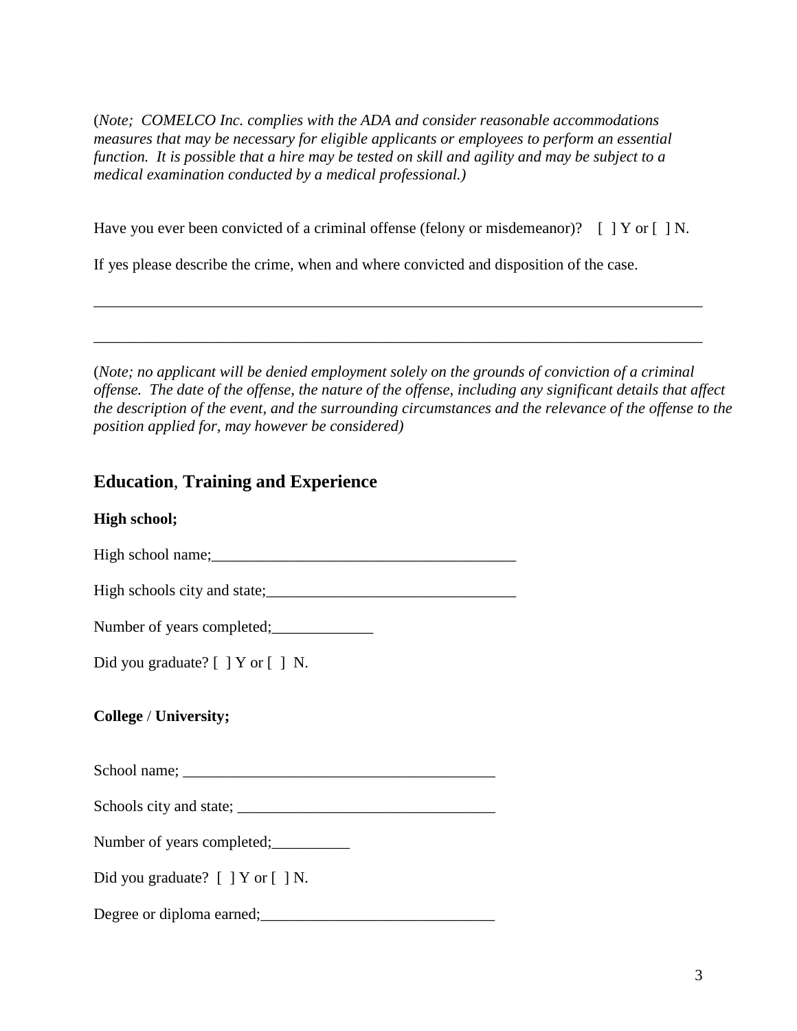(*Note; COMELCO Inc. complies with the ADA and consider reasonable accommodations measures that may be necessary for eligible applicants or employees to perform an essential function. It is possible that a hire may be tested on skill and agility and may be subject to a medical examination conducted by a medical professional.)*

Have you ever been convicted of a criminal offense (felony or misdemeanor)? [ ] Y or [ ] N.

If yes please describe the crime, when and where convicted and disposition of the case.

_______________________________________________________________________________

_______________________________________________________________________________

(*Note; no applicant will be denied employment solely on the grounds of conviction of a criminal offense. The date of the offense, the nature of the offense, including any significant details that affect the description of the event, and the surrounding circumstances and the relevance of the offense to the position applied for, may however be considered)*

## Education, Training and Experience

**High school;**

High school name;________________________________________

High schools city and state;________________________________

Number of years completed;_____________

Did you graduate? [ ] Y or [ ] N.

**College / University;**

School name; ________________________________________

Schools city and state; _________________________________

Number of years completed;__________

Did you graduate? [ ] Y or [ ] N.

Degree or diploma earned;______________________________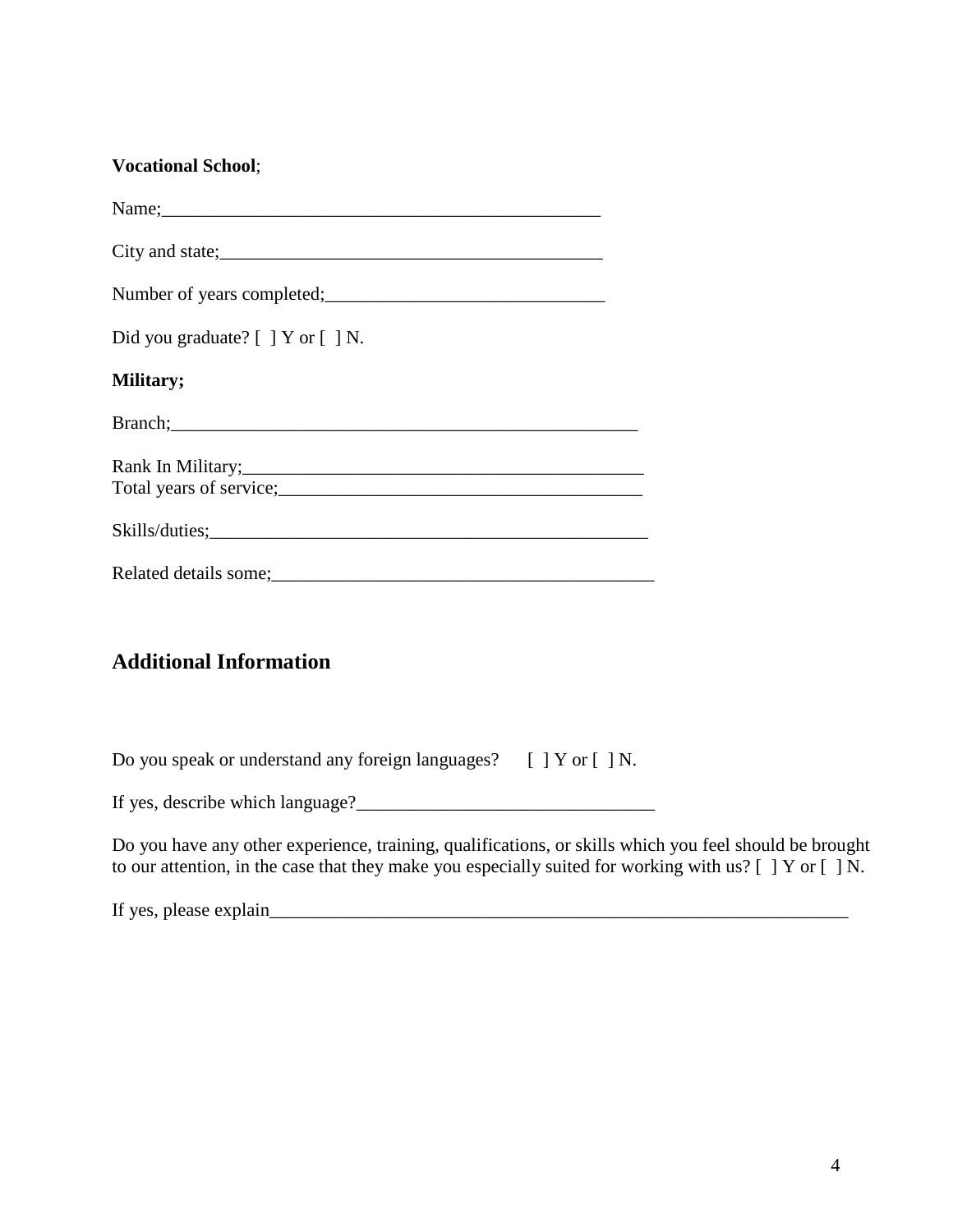**Vocational School**;

Name;_________________________________________________

City and state;__________________________________________

Number of years completed;______________________________

Did you graduate? [ ] Y or [ ] N.

**Military;**

Branch;___________________________________________________

Rank In Military;_____________________________________________
Total years of service;_________________________________________

Skills/duties;_______________________________________________

Related details some;__________________________________________

## Additional Information

Do you speak or understand any foreign languages? [ ] Y or [ ] N.

If yes, describe which language?________________________________

Do you have any other experience, training, qualifications, or skills which you feel should be brought to our attention, in the case that they make you especially suited for working with us? [ ] Y or [ ] N.

If yes, please explain________________________________________________________________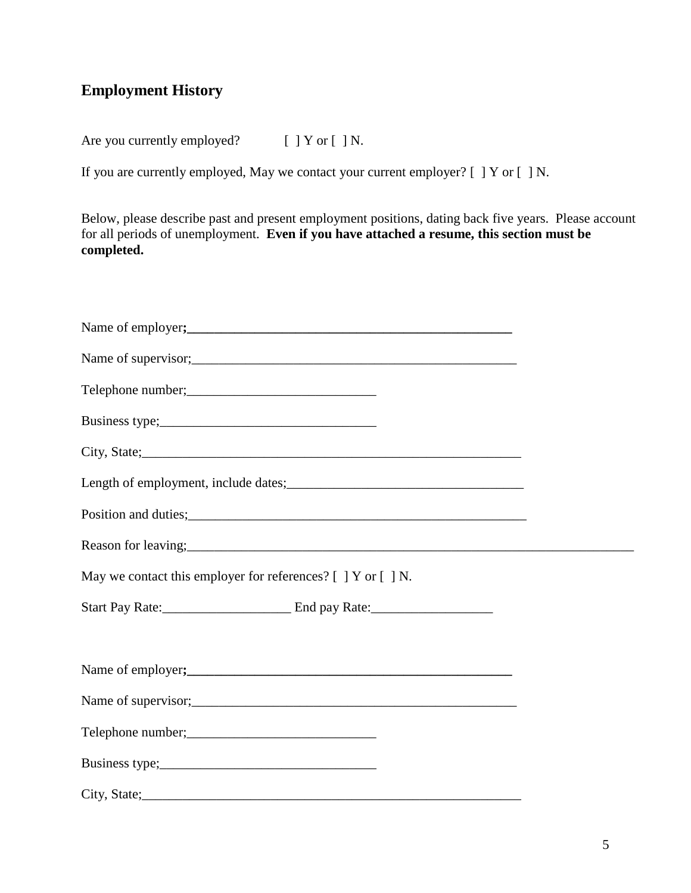## Employment History

Are you currently employed? [ ] Y or [ ] N.

If you are currently employed, May we contact your current employer? [ ] Y or [ ] N.

Below, please describe past and present employment positions, dating back five years. Please account for all periods of unemployment. **Even if you have attached a resume, this section must be completed.**

Name of employer**;\_\_\_\_\_\_\_\_\_\_\_\_\_\_\_\_\_\_\_\_\_\_\_\_\_\_\_\_\_\_\_\_\_\_\_\_\_\_\_\_\_\_\_\_\_\_\_\_**

Name of supervisor;\_\_\_\_\_\_\_\_\_\_\_\_\_\_\_\_\_\_\_\_\_\_\_\_\_\_\_\_\_\_\_\_\_\_\_\_\_\_\_\_\_\_\_\_\_\_\_\_

Telephone number;\_\_\_\_\_\_\_\_\_\_\_\_\_\_\_\_\_\_\_\_\_\_\_\_\_\_\_\_

Business type;\_\_\_\_\_\_\_\_\_\_\_\_\_\_\_\_\_\_\_\_\_\_\_\_\_\_\_\_\_\_\_\_

City, State;\_\_\_\_\_\_\_\_\_\_\_\_\_\_\_\_\_\_\_\_\_\_\_\_\_\_\_\_\_\_\_\_\_\_\_\_\_\_\_\_\_\_\_\_\_\_\_\_\_\_\_\_\_\_\_\_

Length of employment, include dates;\_\_\_\_\_\_\_\_\_\_\_\_\_\_\_\_\_\_\_\_\_\_\_\_\_\_\_\_\_\_\_\_\_\_\_

Position and duties;\_\_\_\_\_\_\_\_\_\_\_\_\_\_\_\_\_\_\_\_\_\_\_\_\_\_\_\_\_\_\_\_\_\_\_\_\_\_\_\_\_\_\_\_\_\_\_\_\_\_\_

Reason for leaving;\_\_\_\_\_\_\_\_\_\_\_\_\_\_\_\_\_\_\_\_\_\_\_\_\_\_\_\_\_\_\_\_\_\_\_\_\_\_\_\_\_\_\_\_\_\_\_\_\_\_\_\_\_\_\_\_\_\_\_\_\_\_\_\_\_\_\_

May we contact this employer for references? [ ] Y or [ ] N.

Start Pay Rate:\_\_\_\_\_\_\_\_\_\_\_\_\_\_\_\_\_\_\_ End pay Rate:\_\_\_\_\_\_\_\_\_\_\_\_\_\_\_\_\_\_

Name of employer**;\_\_\_\_\_\_\_\_\_\_\_\_\_\_\_\_\_\_\_\_\_\_\_\_\_\_\_\_\_\_\_\_\_\_\_\_\_\_\_\_\_\_\_\_\_\_\_\_**

Name of supervisor;\_\_\_\_\_\_\_\_\_\_\_\_\_\_\_\_\_\_\_\_\_\_\_\_\_\_\_\_\_\_\_\_\_\_\_\_\_\_\_\_\_\_\_\_\_\_\_\_

Telephone number;\_\_\_\_\_\_\_\_\_\_\_\_\_\_\_\_\_\_\_\_\_\_\_\_\_\_\_\_

Business type;\_\_\_\_\_\_\_\_\_\_\_\_\_\_\_\_\_\_\_\_\_\_\_\_\_\_\_\_\_\_\_\_

City, State;\_\_\_\_\_\_\_\_\_\_\_\_\_\_\_\_\_\_\_\_\_\_\_\_\_\_\_\_\_\_\_\_\_\_\_\_\_\_\_\_\_\_\_\_\_\_\_\_\_\_\_\_\_\_\_\_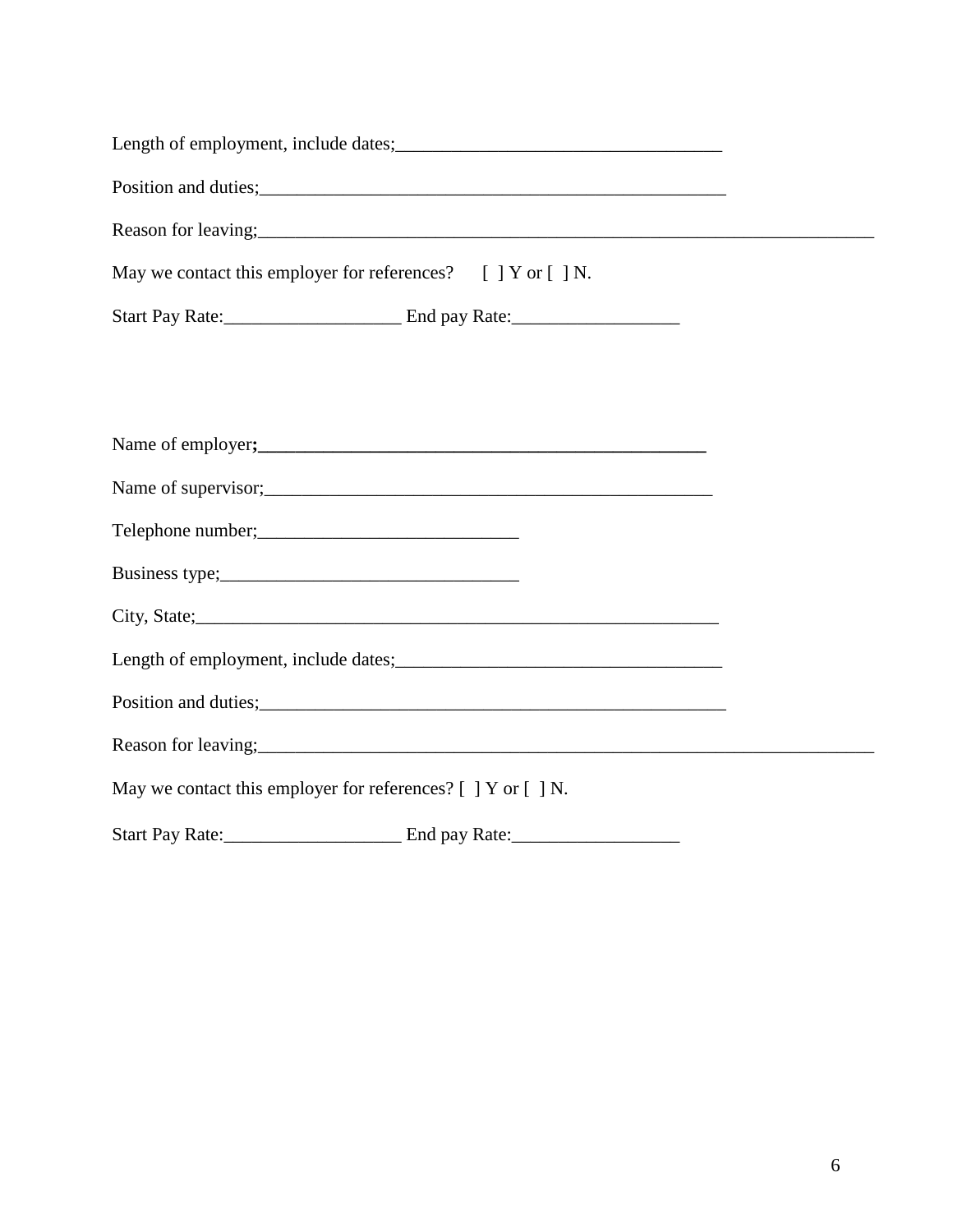Length of employment, include dates;___________________________________

Position and duties;____________________________________________________

Reason for leaving;_______________________________________________________________________

May we contact this employer for references?     [  ] Y or [  ] N.

Start Pay Rate:___________________ End pay Rate:__________________

Name of employer**;_______________________________________________**

Name of supervisor;_________________________________________________

Telephone number;____________________________

Business type;________________________________

City, State;__________________________________________________________

Length of employment, include dates;___________________________________

Position and duties;____________________________________________________

Reason for leaving;_______________________________________________________________________

May we contact this employer for references? [  ] Y or [  ] N.

Start Pay Rate:___________________ End pay Rate:__________________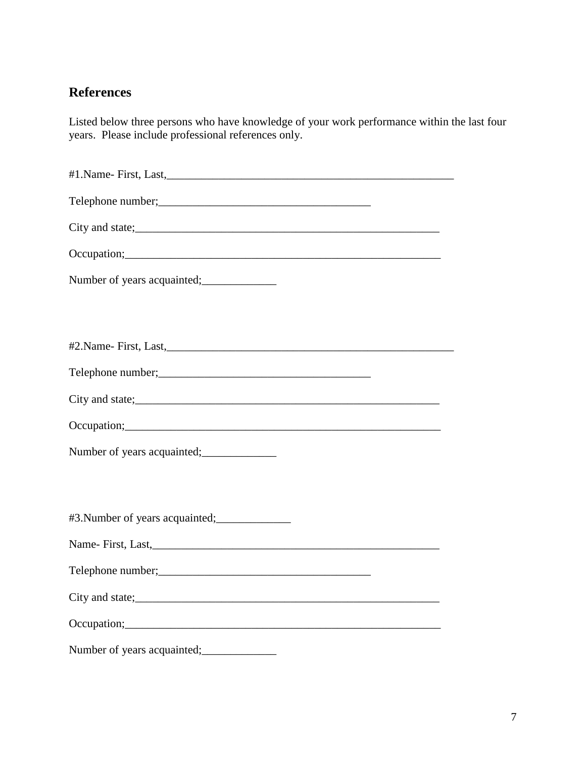## References

Listed below three persons who have knowledge of your work performance within the last four years. Please include professional references only.

#1.Name- First, Last,_____________________________________________________

Telephone number;_______________________________________

City and state;________________________________________________________

Occupation;__________________________________________________________

Number of years acquainted;_____________

#2.Name- First, Last,_____________________________________________________

Telephone number;_______________________________________

City and state;________________________________________________________

Occupation;__________________________________________________________

Number of years acquainted;_____________

#3.Number of years acquainted;_____________

Name- First, Last,_____________________________________________________

Telephone number;_______________________________________

City and state;________________________________________________________

Occupation;__________________________________________________________

Number of years acquainted;_____________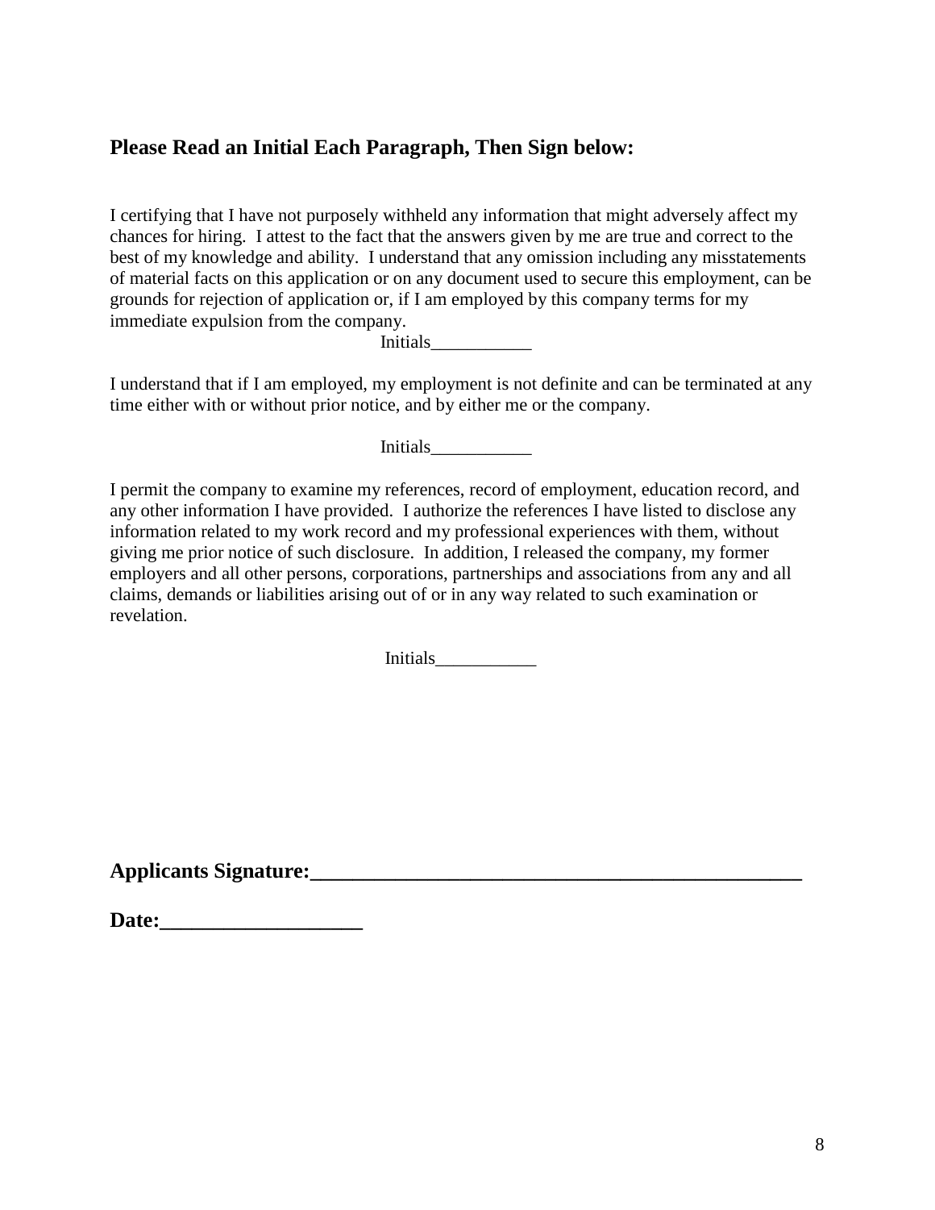## Please Read an Initial Each Paragraph, Then Sign below:

I certifying that I have not purposely withheld any information that might adversely affect my chances for hiring. I attest to the fact that the answers given by me are true and correct to the best of my knowledge and ability. I understand that any omission including any misstatements of material facts on this application or on any document used to secure this employment, can be grounds for rejection of application or, if I am employed by this company terms for my immediate expulsion from the company.

Initials___________

I understand that if I am employed, my employment is not definite and can be terminated at any time either with or without prior notice, and by either me or the company.

Initials___________

I permit the company to examine my references, record of employment, education record, and any other information I have provided. I authorize the references I have listed to disclose any information related to my work record and my professional experiences with them, without giving me prior notice of such disclosure. In addition, I released the company, my former employers and all other persons, corporations, partnerships and associations from any and all claims, demands or liabilities arising out of or in any way related to such examination or revelation.

Initials___________

**Applicants Signature:_______________________________________________**

**Date:___________________**